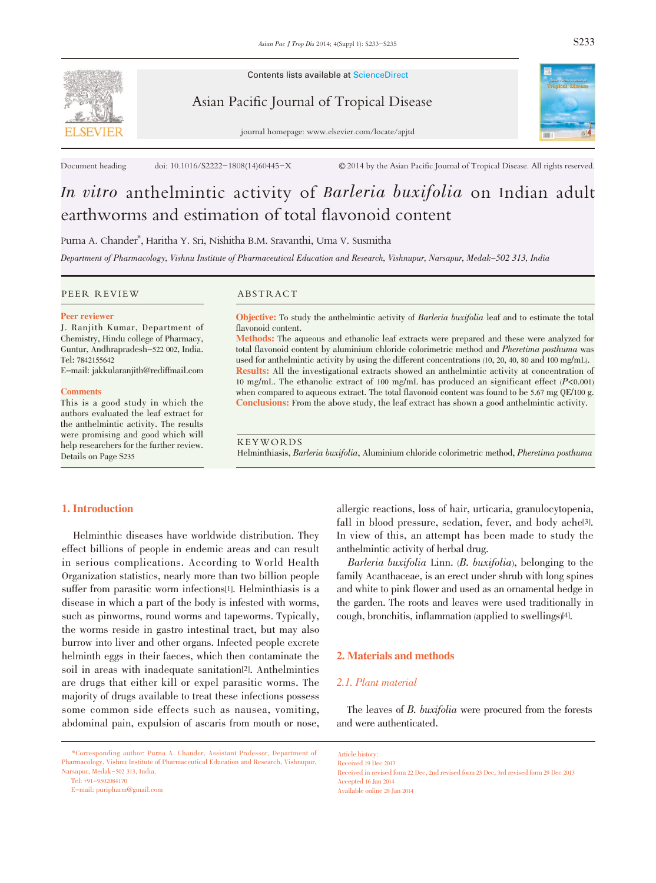Contents lists available at ScienceDirect

Asian Pacific Journal of Tropical Disease

journal homepage: www.elsevier.com/locate/apjtd

Document heading doi: 10.1016/S2222-1808(14)60445-X ©2014 by the Asian Pacific Journal of Tropical Disease. All rights reserved.

# *In vitro* anthelmintic activity of *Barleria buxifolia* on Indian adult earthworms and estimation of total flavonoid content

Purna A. Chander*, Haritha Y. Sri, Nishitha B.M. Sravanthi, Uma V. Susmitha

*Department of Pharmacology, Vishnu Institute of Pharmaceutical Education and Research, Vishnupur, Narsapur, Medak-502 313, India*

## PEER REVIEW

**Peer reviewer**

J. Ranjith Kumar, Department of Chemistry, Hindu college of Pharmacy, Guntur, Andhrapradesh-522 002, India.
Tel: 7842155642
E-mail: jakkularanjith@rediffmail.com

**Comments**

This is a good study in which the authors evaluated the leaf extract for the anthelmintic activity. The results were promising and good which will help researchers for the further review.
Details on Page S235

## ABSTRACT

**Objective:** To study the anthelmintic activity of *Barleria buxifolia* leaf and to estimate the total flavonoid content.

**Methods:** The aqueous and ethanolic leaf extracts were prepared and these were analyzed for total flavonoid content by aluminium chloride colorimetric method and *Pheretima posthuma* was used for anthelmintic activity by using the different concentrations (10, 20, 40, 80 and 100 mg/mL).

**Results:** All the investigational extracts showed an anthelmintic activity at concentration of 10 mg/mL. The ethanolic extract of 100 mg/mL has produced an significant effect ($P<0.001$) when compared to aqueous extract. The total flavonoid content was found to be 5.67 mg QE/100 g.

**Conclusions:** From the above study, the leaf extract has shown a good anthelmintic activity.

## KEYWORDS

Helminthiasis, *Barleria buxifolia*, Aluminium chloride colorimetric method, *Pheretima posthuma*

## 1. Introduction

Helminthic diseases have worldwide distribution. They effect billions of people in endemic areas and can result in serious complications. According to World Health Organization statistics, nearly more than two billion people suffer from parasitic worm infections[1]. Helminthiasis is a disease in which a part of the body is infested with worms, such as pinworms, round worms and tapeworms. Typically, the worms reside in gastro intestinal tract, but may also burrow into liver and other organs. Infected people excrete helminth eggs in their faeces, which then contaminate the soil in areas with inadequate sanitation[2]. Anthelmintics are drugs that either kill or expel parasitic worms. The majority of drugs available to treat these infections possess some common side effects such as nausea, vomiting, abdominal pain, expulsion of ascaris from mouth or nose, allergic reactions, loss of hair, urticaria, granulocytopenia, fall in blood pressure, sedation, fever, and body ache[3]. In view of this, an attempt has been made to study the anthelmintic activity of herbal drug.

*Barleria buxifolia* Linn. (*B. buxifolia*), belonging to the family Acanthaceae, is an erect under shrub with long spines and white to pink flower and used as an ornamental hedge in the garden. The roots and leaves were used traditionally in cough, bronchitis, inflammation (applied to swellings)[4].

## 2. Materials and methods

### 2.1. Plant material

The leaves of *B. buxifolia* were procured from the forests and were authenticated.

*Corresponding author: Purna A. Chander, Assistant Professor, Department of Pharmacology, Vishnu Institute of Pharmaceutical Education and Research, Vishnupur, Narsapur, Medak-502 313, India.
Tel: +91-9502084170
E-mail: puripharm@gmail.com

Article history:
Received 19 Dec 2013
Received in revised form 22 Dec, 2nd revised form 23 Dec, 3rd revised form 29 Dec 2013
Accepted 16 Jan 2014
Available online 28 Jan 2014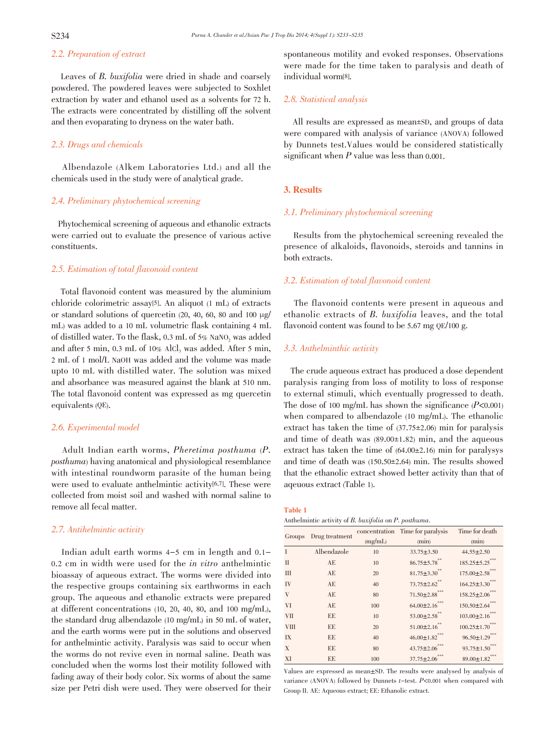### 2.2. Preparation of extract

Leaves of *B. buxifolia* were dried in shade and coarsely powdered. The powdered leaves were subjected to Soxhlet extraction by water and ethanol used as a solvents for 72 h. The extracts were concentrated by distilling off the solvent and then evoparating to dryness on the water bath.

### 2.3. Drugs and chemicals

Albendazole (Alkem Laboratories Ltd.) and all the chemicals used in the study were of analytical grade.

### 2.4. Preliminary phytochemical screening

Phytochemical screening of aqueous and ethanolic extracts were carried out to evaluate the presence of various active constituents.

### 2.5. Estimation of total flavonoid content

Total flavonoid content was measured by the aluminium chloride colorimetric assay[5]. An aliquot (1 mL) of extracts or standard solutions of quercetin (20, 40, 60, 80 and 100 μg/mL) was added to a 10 mL volumetric flask containing 4 mL of distilled water. To the flask, 0.3 mL of 5% $NaNO_2$ was added and after 5 min, 0.3 mL of 10% $AlCl_3$ was added. After 5 min, 2 mL of 1 mol/L NaOH was added and the volume was made upto 10 mL with distilled water. The solution was mixed and absorbance was measured against the blank at 510 nm. The total flavonoid content was expressed as mg quercetin equivalents (QE).

### 2.6. Experimental model

Adult Indian earth worms, *Pheretima posthuma* (*P. posthuma*) having anatomical and physiological resemblance with intestinal roundworm parasite of the human being were used to evaluate anthelmintic activity[6,7]. These were collected from moist soil and washed with normal saline to remove all fecal matter.

### 2.7. Antihelmintic activity

Indian adult earth worms 4–5 cm in length and 0.1–0.2 cm in width were used for the *in vitro* anthelmintic bioassay of aqueous extract. The worms were divided into the respective groups containing six earthworms in each group. The aqueous and ethanolic extracts were prepared at different concentrations (10, 20, 40, 80, and 100 mg/mL), the standard drug albendazole (10 mg/mL) in 50 mL of water, and the earth worms were put in the solutions and observed for anthelmintic activity. Paralysis was said to occur when the worms do not revive even in normal saline. Death was concluded when the worms lost their motility followed with fading away of their body color. Six worms of about the same size per Petri dish were used. They were observed for their spontaneous motility and evoked responses. Observations were made for the time taken to paralysis and death of individual worm[8].

### 2.8. Statistical analysis

All results are expressed as mean±SD, and groups of data were compared with analysis of variance (ANOVA) followed by Dunnets test.Values would be considered statistically significant when $P$ value was less than 0.001.

## 3. Results

### 3.1. Preliminary phytochemical screening

Results from the phytochemical screening revealed the presence of alkaloids, flavonoids, steroids and tannins in both extracts.

### 3.2. Estimation of total flavonoid content

The flavonoid contents were present in aqueous and ethanolic extracts of *B. buxifolia* leaves, and the total flavonoid content was found to be 5.67 mg QE/100 g.

### 3.3. Anthelminthic activity

The crude aqueous extract has produced a dose dependent paralysis ranging from loss of motility to loss of response to external stimuli, which eventually progressed to death. The dose of 100 mg/mL has shown the significance ($P<0.001$) when compared to albendazole (10 mg/mL). The ethanolic extract has taken the time of (37.75±2.06) min for paralysis and time of death was (89.00±1.82) min, and the aqueous extract has taken the time of (64.00±2.16) min for paralysys and time of death was (150.50±2.64) min. The results showed that the ethanolic extract showed better activity than that of aqeuous extract (Table 1).

**Table 1**

Anthelmintic activity of *B. buxifolia* on *P. posthuma*.

| Groups | Drug treatment | concentration (mg/mL) | Time for paralysis (min) | Time for death (min) |
|---|---|---|---|---|
| I | Albendazole | 10 | 33.75±3.50 | 44.55±2.50 |
| II | AE | 10 | 86.75±5.78** | 185.25±5.25*** |
| III | AE | 20 | 81.75±3.30** | 175.00±2.58*** |
| IV | AE | 40 | 73.75±2.62** | 164.25±3.30*** |
| V | AE | 80 | 71.50±2.88*** | 158.25±2.06*** |
| VI | AE | 100 | 64.00±2.16*** | 150.50±2.64*** |
| VII | EE | 10 | 53.00±2.58** | 103.00±2.16*** |
| VIII | EE | 20 | 51.00±2.16** | 100.25±1.70*** |
| IX | EE | 40 | 46.00±1.82*** | 96.50±1.29*** |
| X | EE | 80 | 43.75±2.06*** | 93.75±1.50*** |
| XI | EE | 100 | 37.75±2.06*** | 89.00±1.82*** |

Values are expressed as mean±SD. The results were analysed by analysis of variance (ANOVA) followed by Dunnets $t$-test. $P<0.001$ when compared with Group II. AE: Aqueous extract; EE: Ethanolic extract.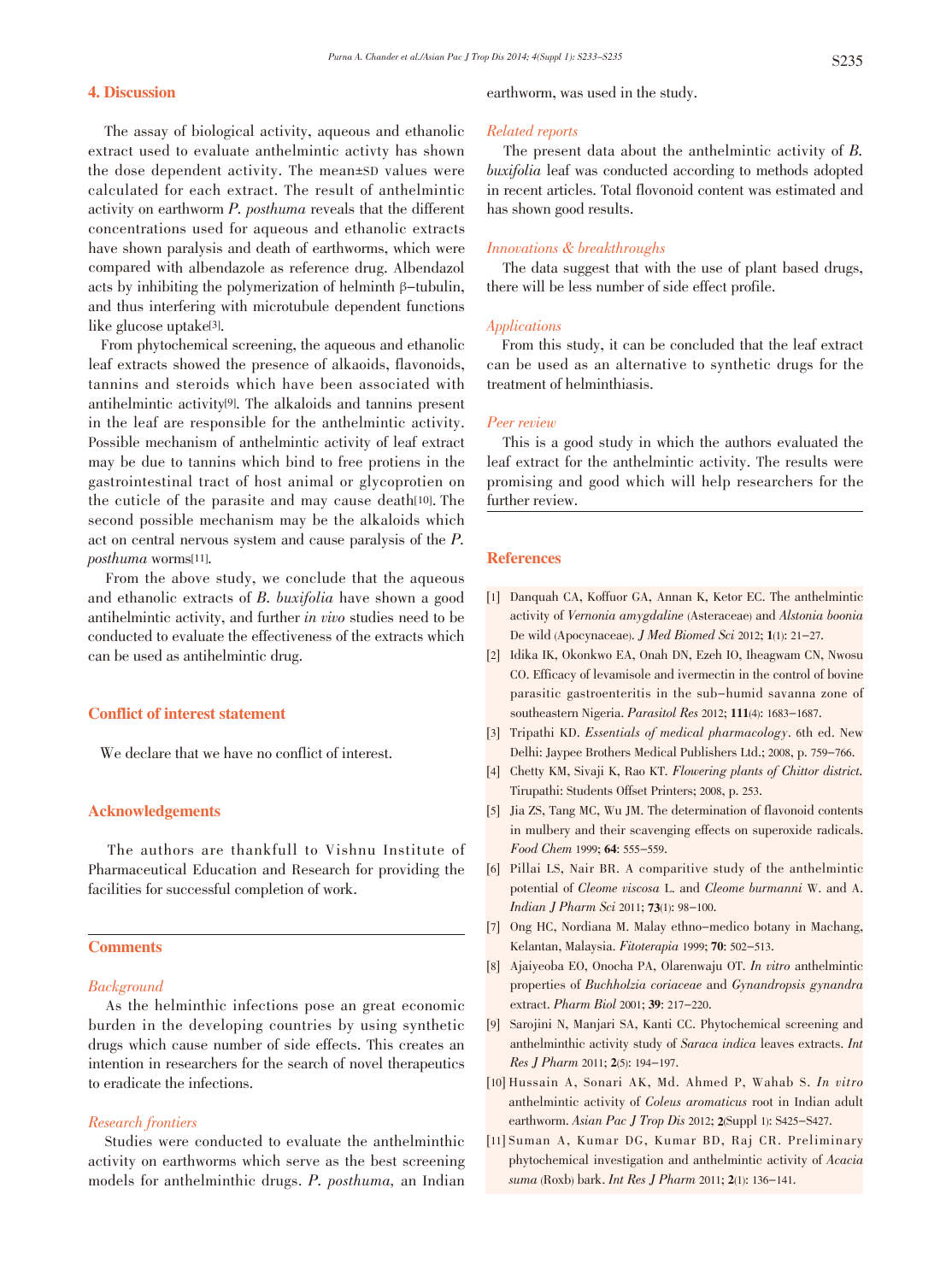## 4. Discussion

The assay of biological activity, aqueous and ethanolic extract used to evaluate anthelmintic activty has shown the dose dependent activity. The mean±SD values were calculated for each extract. The result of anthelmintic activity on earthworm *P. posthuma* reveals that the different concentrations used for aqueous and ethanolic extracts have shown paralysis and death of earthworms, which were compared with albendazole as reference drug. Albendazol acts by inhibiting the polymerization of helminth β-tubulin, and thus interfering with microtubule dependent functions like glucose uptake[3].

From phytochemical screening, the aqueous and ethanolic leaf extracts showed the presence of alkaoids, flavonoids, tannins and steroids which have been associated with antihelmintic activity[9]. The alkaloids and tannins present in the leaf are responsible for the anthelmintic activity. Possible mechanism of anthelmintic activity of leaf extract may be due to tannins which bind to free protiens in the gastrointestinal tract of host animal or glycoprotien on the cuticle of the parasite and may cause death[10]. The second possible mechanism may be the alkaloids which act on central nervous system and cause paralysis of the *P. posthuma* worms[11].

From the above study, we conclude that the aqueous and ethanolic extracts of *B. buxifolia* have shown a good antihelmintic activity, and further *in vivo* studies need to be conducted to evaluate the effectiveness of the extracts which can be used as antihelmintic drug.

## Conflict of interest statement

We declare that we have no conflict of interest.

## Acknowledgements

The authors are thankfull to Vishnu Institute of Pharmaceutical Education and Research for providing the facilities for successful completion of work.

## Comments

### *Background*

As the helminthic infections pose an great economic burden in the developing countries by using synthetic drugs which cause number of side effects. This creates an intention in researchers for the search of novel therapeutics to eradicate the infections.

### *Research frontiers*

Studies were conducted to evaluate the anthelminthic activity on earthworms which serve as the best screening models for anthelminthic drugs. *P. posthuma*, an Indian earthworm, was used in the study.

### *Related reports*

The present data about the anthelmintic activity of *B. buxifolia* leaf was conducted according to methods adopted in recent articles. Total flovonoid content was estimated and has shown good results.

### *Innovations & breakthroughs*

The data suggest that with the use of plant based drugs, there will be less number of side effect profile.

### *Applications*

From this study, it can be concluded that the leaf extract can be used as an alternative to synthetic drugs for the treatment of helminthiasis.

### *Peer review*

This is a good study in which the authors evaluated the leaf extract for the anthelmintic activity. The results were promising and good which will help researchers for the further review.

## References

[1] Danquah CA, Koffuor GA, Annan K, Ketor EC. The anthelmintic activity of *Vernonia amygdaline* (Asteraceae) and *Alstonia boonia* De wild (Apocynaceae). *J Med Biomed Sci* 2012; **1**(1): 21-27.

[2] Idika IK, Okonkwo EA, Onah DN, Ezeh IO, Iheagwam CN, Nwosu CO. Efficacy of levamisole and ivermectin in the control of bovine parasitic gastroenteritis in the sub-humid savanna zone of southeastern Nigeria. *Parasitol Res* 2012; **111**(4): 1683-1687.

[3] Tripathi KD. *Essentials of medical pharmacology*. 6th ed. New Delhi: Jaypee Brothers Medical Publishers Ltd.; 2008, p. 759-766.

[4] Chetty KM, Sivaji K, Rao KT. *Flowering plants of Chittor district*. Tirupathi: Students Offset Printers; 2008, p. 253.

[5] Jia ZS, Tang MC, Wu JM. The determination of flavonoid contents in mulbery and their scavenging effects on superoxide radicals. *Food Chem* 1999; **64**: 555-559.

[6] Pillai LS, Nair BR. A comparitive study of the anthelmintic potential of *Cleome viscosa* L. and *Cleome burmanni* W. and A. *Indian J Pharm Sci* 2011; **73**(1): 98-100.

[7] Ong HC, Nordiana M. Malay ethno-medico botany in Machang, Kelantan, Malaysia. *Fitoterapia* 1999; **70**: 502-513.

[8] Ajaiyeoba EO, Onocha PA, Olarenwaju OT. *In vitro* anthelmintic properties of *Buchholzia coriaceae* and *Gynandropsis gynandra* extract. *Pharm Biol* 2001; **39**: 217-220.

[9] Sarojini N, Manjari SA, Kanti CC. Phytochemical screening and anthelminthic activity study of *Saraca indica* leaves extracts. *Int Res J Pharm* 2011; **2**(5): 194-197.

[10] Hussain A, Sonari AK, Md. Ahmed P, Wahab S. *In vitro* anthelmintic activity of *Coleus aromaticus* root in Indian adult earthworm. *Asian Pac J Trop Dis* 2012; **2**(Suppl 1): S425-S427.

[11] Suman A, Kumar DG, Kumar BD, Raj CR. Preliminary phytochemical investigation and anthelmintic activity of *Acacia suma* (Roxb) bark. *Int Res J Pharm* 2011; **2**(1): 136-141.